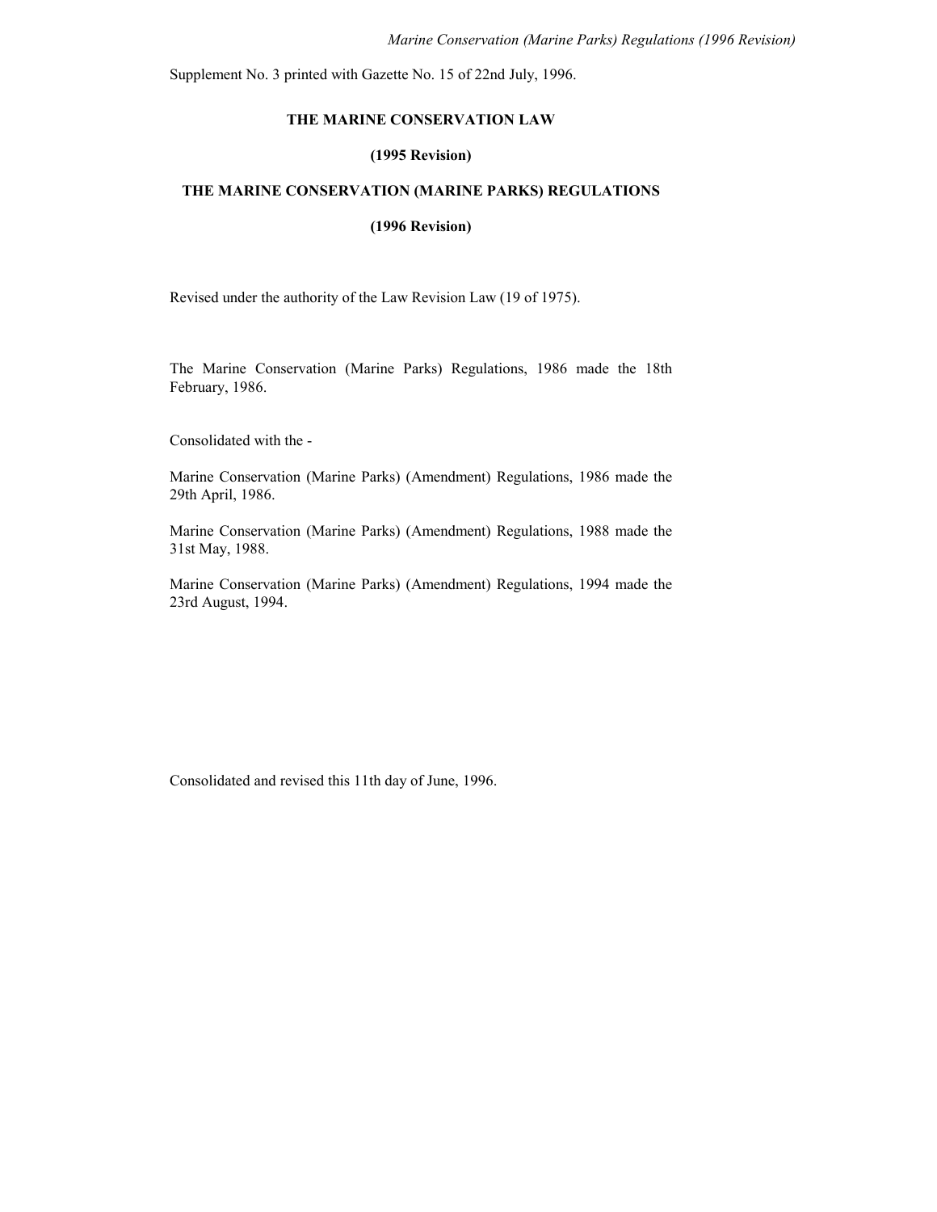Supplement No. 3 printed with Gazette No. 15 of 22nd July, 1996.

# THE MARINE CONSERVATION LAW

## (1995 Revision)

# THE MARINE CONSERVATION (MARINE PARKS) REGULATIONS

## (1996 Revision)

Revised under the authority of the Law Revision Law (19 of 1975).

The Marine Conservation (Marine Parks) Regulations, 1986 made the 18th February, 1986.

Consolidated with the -

Marine Conservation (Marine Parks) (Amendment) Regulations, 1986 made the 29th April, 1986.

Marine Conservation (Marine Parks) (Amendment) Regulations, 1988 made the 31st May, 1988.

Marine Conservation (Marine Parks) (Amendment) Regulations, 1994 made the 23rd August, 1994.

Consolidated and revised this 11th day of June, 1996.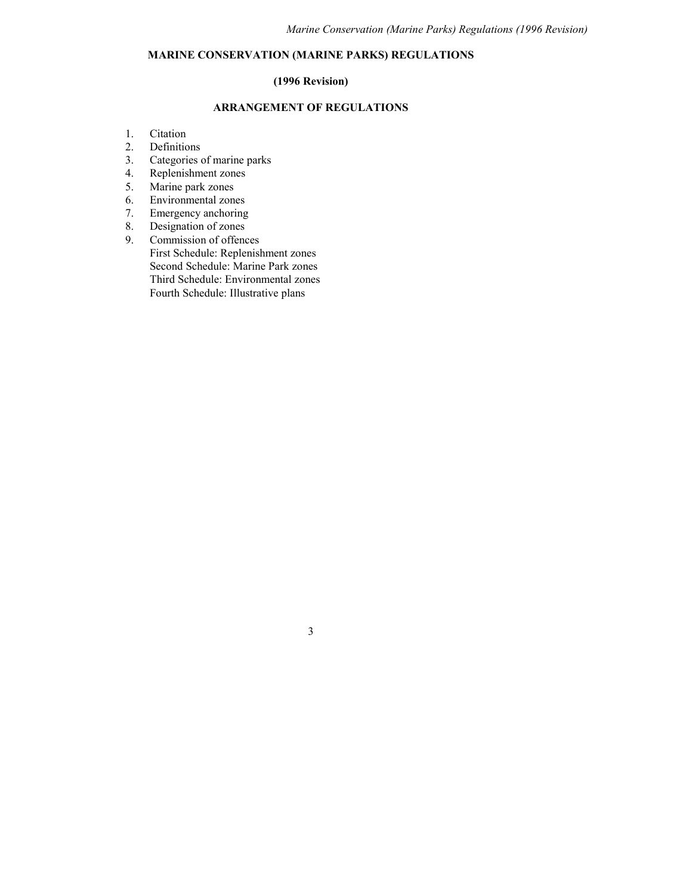## MARINE CONSERVATION (MARINE PARKS) REGULATIONS

### (1996 Revision)

### ARRANGEMENT OF REGULATIONS

1. Citation
2. Definitions
3. Categories of marine parks
4. Replenishment zones
5. Marine park zones
6. Environmental zones
7. Emergency anchoring
8. Designation of zones
9. Commission of offences

First Schedule: Replenishment zones
Second Schedule: Marine Park zones
Third Schedule: Environmental zones
Fourth Schedule: Illustrative plans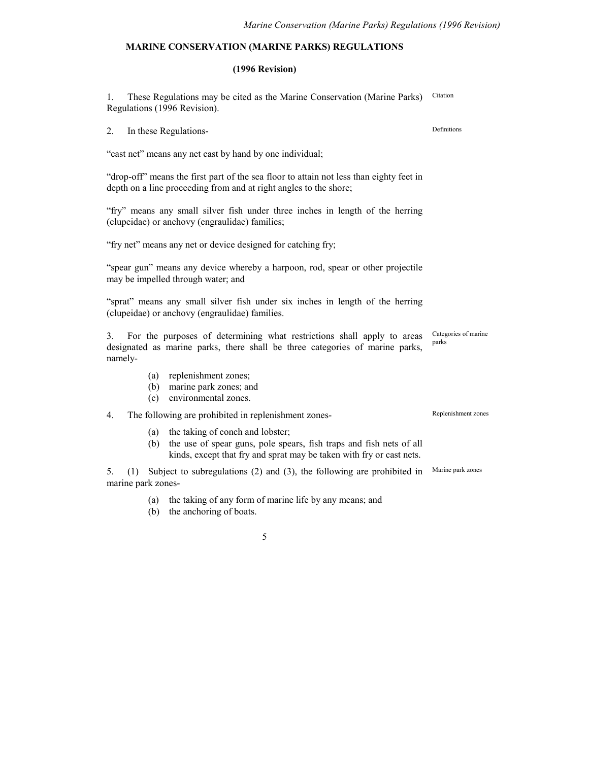# MARINE CONSERVATION (MARINE PARKS) REGULATIONS

## (1996 Revision)

1. These Regulations may be cited as the Marine Conservation (Marine Parks) Regulations (1996 Revision). *Citation*

2. In these Regulations- *Definitions*

"cast net" means any net cast by hand by one individual;

"drop-off" means the first part of the sea floor to attain not less than eighty feet in depth on a line proceeding from and at right angles to the shore;

"fry" means any small silver fish under three inches in length of the herring (clupeidae) or anchovy (engraulidae) families;

"fry net" means any net or device designed for catching fry;

"spear gun" means any device whereby a harpoon, rod, spear or other projectile may be impelled through water; and

"sprat" means any small silver fish under six inches in length of the herring (clupeidae) or anchovy (engraulidae) families.

3. For the purposes of determining what restrictions shall apply to areas designated as marine parks, there shall be three categories of marine parks, namely- *Categories of marine parks*

- (a) replenishment zones;
- (b) marine park zones; and
- (c) environmental zones.

4. The following are prohibited in replenishment zones- *Replenishment zones*

- (a) the taking of conch and lobster;
- (b) the use of spear guns, pole spears, fish traps and fish nets of all kinds, except that fry and sprat may be taken with fry or cast nets.

5. (1) Subject to subregulations (2) and (3), the following are prohibited in marine park zones- *Marine park zones*

- (a) the taking of any form of marine life by any means; and
- (b) the anchoring of boats.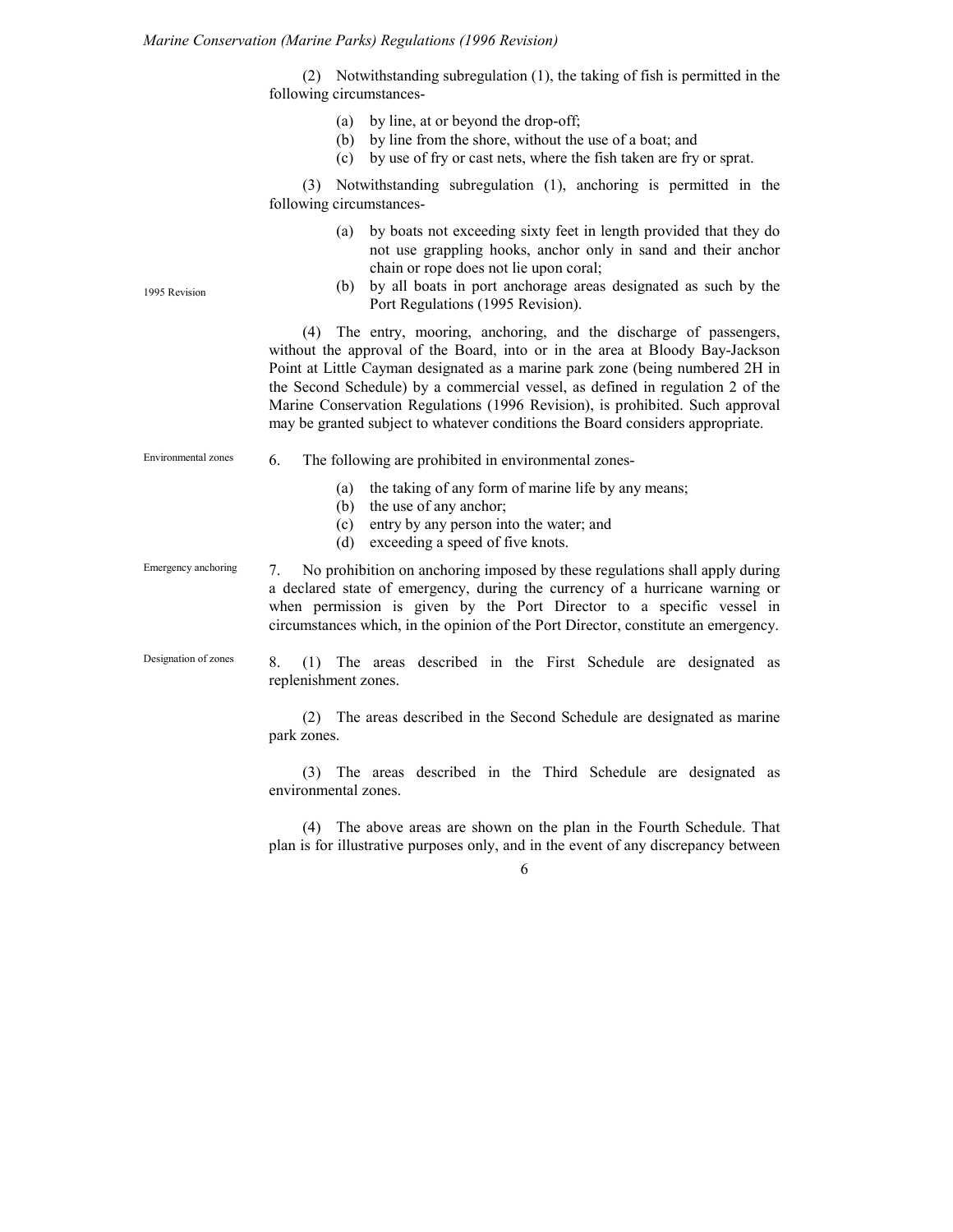(2) Notwithstanding subregulation (1), the taking of fish is permitted in the following circumstances-

(a) by line, at or beyond the drop-off;
(b) by line from the shore, without the use of a boat; and
(c) by use of fry or cast nets, where the fish taken are fry or sprat.

(3) Notwithstanding subregulation (1), anchoring is permitted in the following circumstances-

(a) by boats not exceeding sixty feet in length provided that they do not use grappling hooks, anchor only in sand and their anchor chain or rope does not lie upon coral;
(b) by all boats in port anchorage areas designated as such by the Port Regulations (1995 Revision).

1995 Revision

(4) The entry, mooring, anchoring, and the discharge of passengers, without the approval of the Board, into or in the area at Bloody Bay-Jackson Point at Little Cayman designated as a marine park zone (being numbered 2H in the Second Schedule) by a commercial vessel, as defined in regulation 2 of the Marine Conservation Regulations (1996 Revision), is prohibited. Such approval may be granted subject to whatever conditions the Board considers appropriate.

Environmental zones

6. The following are prohibited in environmental zones-

(a) the taking of any form of marine life by any means;
(b) the use of any anchor;
(c) entry by any person into the water; and
(d) exceeding a speed of five knots.

Emergency anchoring

7. No prohibition on anchoring imposed by these regulations shall apply during a declared state of emergency, during the currency of a hurricane warning or when permission is given by the Port Director to a specific vessel in circumstances which, in the opinion of the Port Director, constitute an emergency.

Designation of zones

8. (1) The areas described in the First Schedule are designated as replenishment zones.

(2) The areas described in the Second Schedule are designated as marine park zones.

(3) The areas described in the Third Schedule are designated as environmental zones.

(4) The above areas are shown on the plan in the Fourth Schedule. That plan is for illustrative purposes only, and in the event of any discrepancy between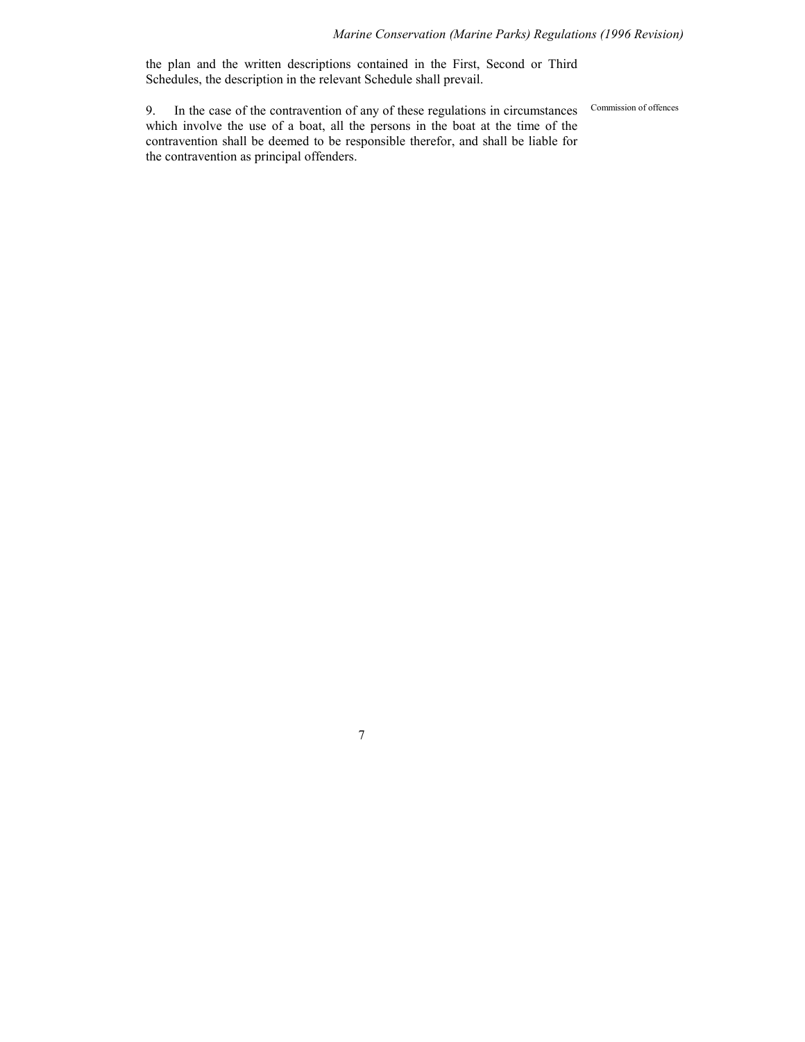the plan and the written descriptions contained in the First, Second or Third Schedules, the description in the relevant Schedule shall prevail.

Commission of offences

9. In the case of the contravention of any of these regulations in circumstances which involve the use of a boat, all the persons in the boat at the time of the contravention shall be deemed to be responsible therefor, and shall be liable for the contravention as principal offenders.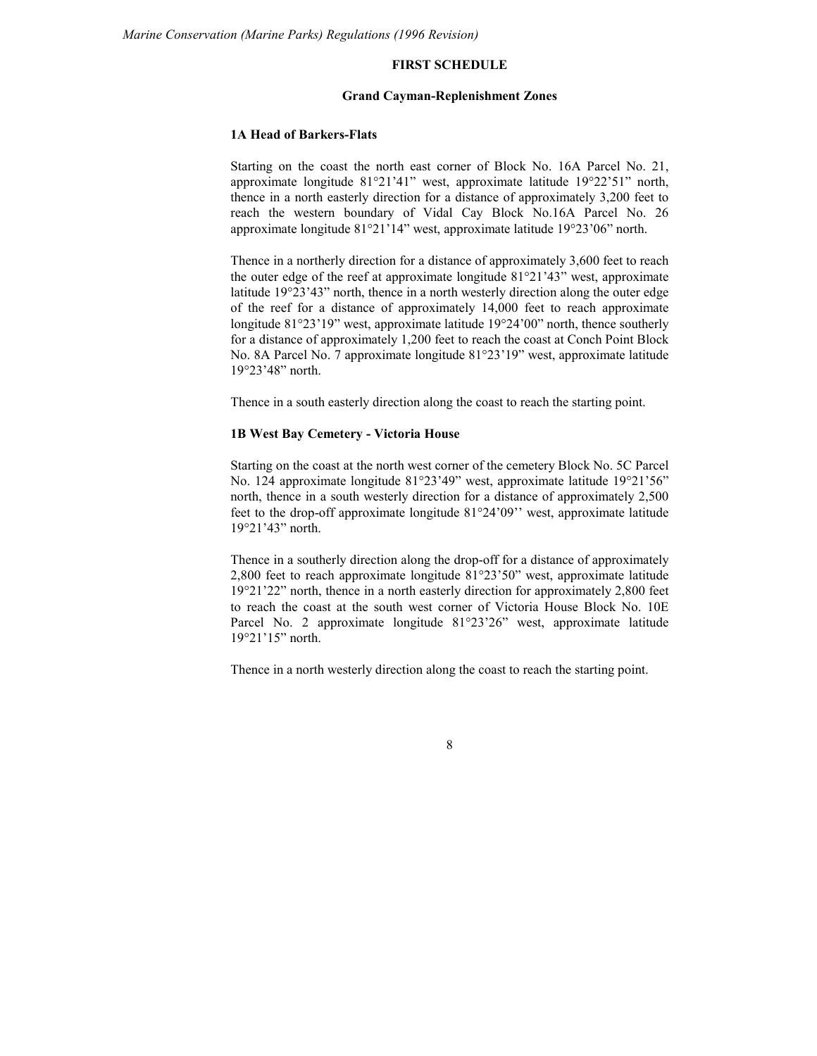## FIRST SCHEDULE

### Grand Cayman-Replenishment Zones

**1A Head of Barkers-Flats**

Starting on the coast the north east corner of Block No. 16A Parcel No. 21, approximate longitude 81°21'41" west, approximate latitude 19°22'51" north, thence in a north easterly direction for a distance of approximately 3,200 feet to reach the western boundary of Vidal Cay Block No.16A Parcel No. 26 approximate longitude 81°21'14" west, approximate latitude 19°23'06" north.

Thence in a northerly direction for a distance of approximately 3,600 feet to reach the outer edge of the reef at approximate longitude 81°21'43" west, approximate latitude 19°23'43" north, thence in a north westerly direction along the outer edge of the reef for a distance of approximately 14,000 feet to reach approximate longitude 81°23'19" west, approximate latitude 19°24'00" north, thence southerly for a distance of approximately 1,200 feet to reach the coast at Conch Point Block No. 8A Parcel No. 7 approximate longitude 81°23'19" west, approximate latitude 19°23'48" north.

Thence in a south easterly direction along the coast to reach the starting point.

**1B West Bay Cemetery - Victoria House**

Starting on the coast at the north west corner of the cemetery Block No. 5C Parcel No. 124 approximate longitude 81°23'49" west, approximate latitude 19°21'56" north, thence in a south westerly direction for a distance of approximately 2,500 feet to the drop-off approximate longitude 81°24'09'' west, approximate latitude 19°21'43" north.

Thence in a southerly direction along the drop-off for a distance of approximately 2,800 feet to reach approximate longitude 81°23'50" west, approximate latitude 19°21'22" north, thence in a north easterly direction for approximately 2,800 feet to reach the coast at the south west corner of Victoria House Block No. 10E Parcel No. 2 approximate longitude 81°23'26" west, approximate latitude 19°21'15" north.

Thence in a north westerly direction along the coast to reach the starting point.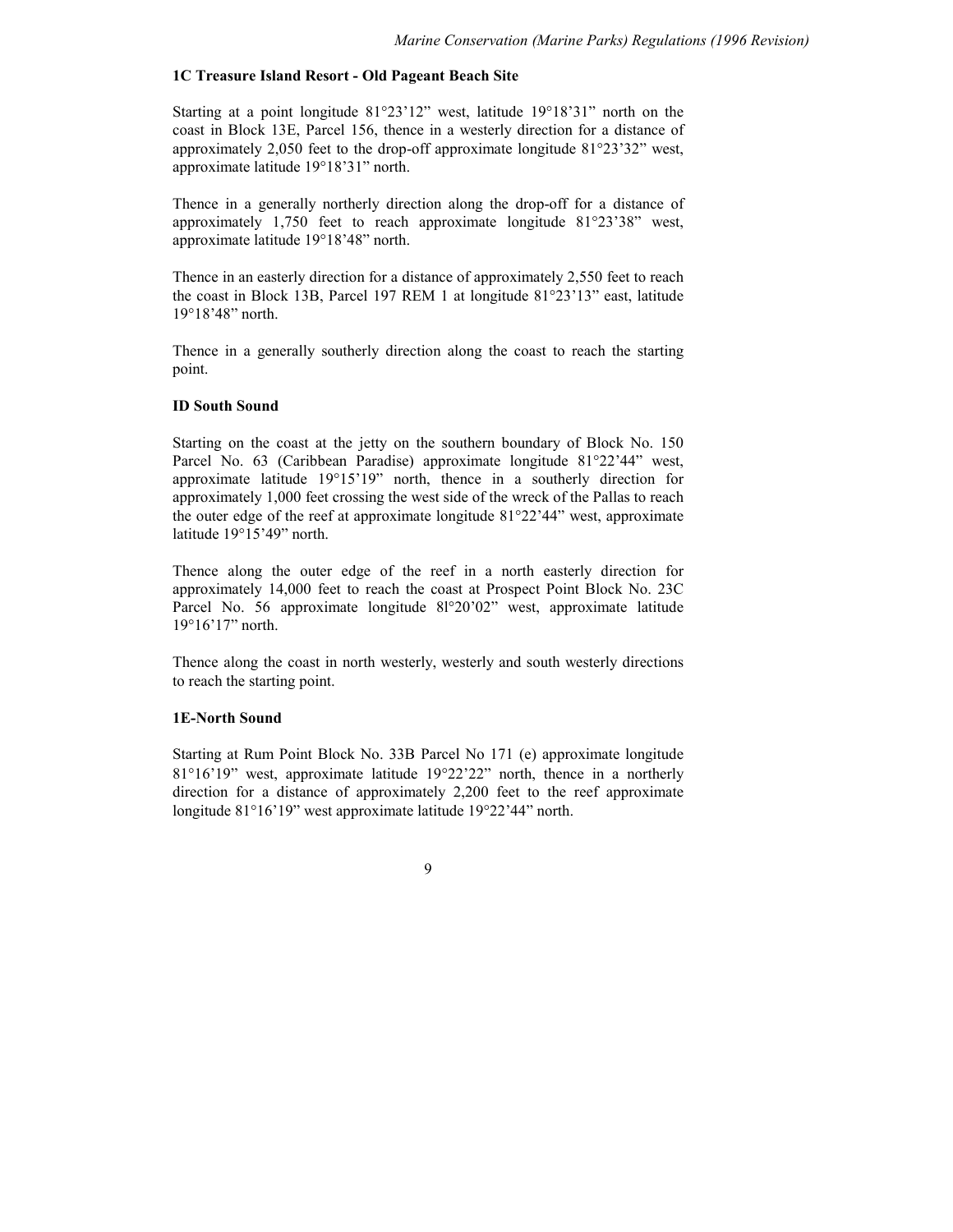### 1C Treasure Island Resort - Old Pageant Beach Site

Starting at a point longitude 81°23’12” west, latitude 19°18’31” north on the coast in Block 13E, Parcel 156, thence in a westerly direction for a distance of approximately 2,050 feet to the drop-off approximate longitude 81°23’32” west, approximate latitude 19°18’31” north.

Thence in a generally northerly direction along the drop-off for a distance of approximately 1,750 feet to reach approximate longitude 81°23’38” west, approximate latitude 19°18’48” north.

Thence in an easterly direction for a distance of approximately 2,550 feet to reach the coast in Block 13B, Parcel 197 REM 1 at longitude 81°23’13” east, latitude 19°18’48” north.

Thence in a generally southerly direction along the coast to reach the starting point.

### ID South Sound

Starting on the coast at the jetty on the southern boundary of Block No. 150 Parcel No. 63 (Caribbean Paradise) approximate longitude 81°22’44” west, approximate latitude 19°15’19” north, thence in a southerly direction for approximately 1,000 feet crossing the west side of the wreck of the Pallas to reach the outer edge of the reef at approximate longitude 81°22’44” west, approximate latitude 19°15’49” north.

Thence along the outer edge of the reef in a north easterly direction for approximately 14,000 feet to reach the coast at Prospect Point Block No. 23C Parcel No. 56 approximate longitude 8l°20’02” west, approximate latitude 19°16’17” north.

Thence along the coast in north westerly, westerly and south westerly directions to reach the starting point.

### 1E-North Sound

Starting at Rum Point Block No. 33B Parcel No 171 (e) approximate longitude 81°16’19” west, approximate latitude 19°22’22” north, thence in a northerly direction for a distance of approximately 2,200 feet to the reef approximate longitude 81°16’19” west approximate latitude 19°22’44” north.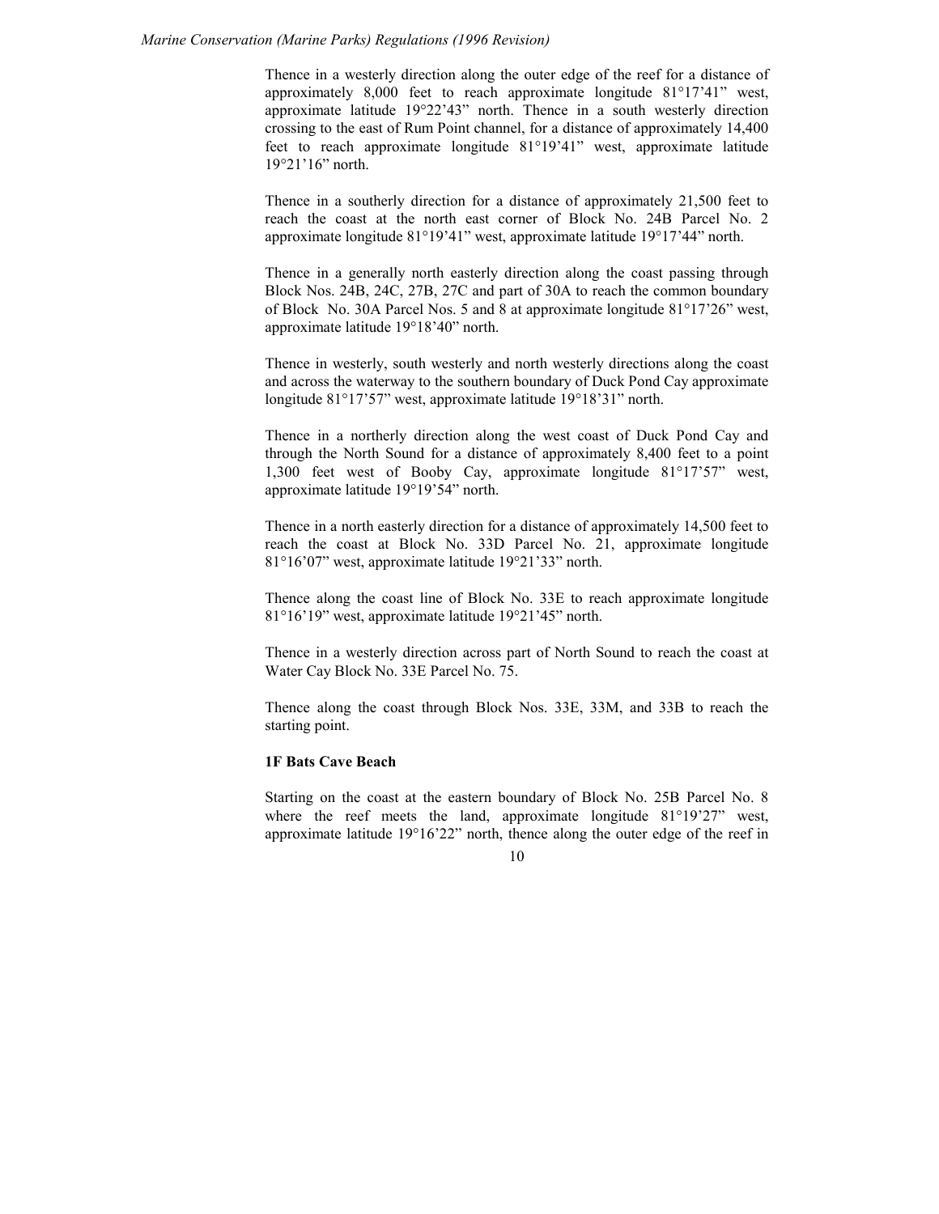Thence in a westerly direction along the outer edge of the reef for a distance of approximately 8,000 feet to reach approximate longitude 81°17'41" west, approximate latitude 19°22'43" north. Thence in a south westerly direction crossing to the east of Rum Point channel, for a distance of approximately 14,400 feet to reach approximate longitude 81°19'41" west, approximate latitude 19°21'16" north.

Thence in a southerly direction for a distance of approximately 21,500 feet to reach the coast at the north east corner of Block No. 24B Parcel No. 2 approximate longitude 81°19'41" west, approximate latitude 19°17'44" north.

Thence in a generally north easterly direction along the coast passing through Block Nos. 24B, 24C, 27B, 27C and part of 30A to reach the common boundary of Block No. 30A Parcel Nos. 5 and 8 at approximate longitude 81°17'26" west, approximate latitude 19°18'40" north.

Thence in westerly, south westerly and north westerly directions along the coast and across the waterway to the southern boundary of Duck Pond Cay approximate longitude 81°17'57" west, approximate latitude 19°18'31" north.

Thence in a northerly direction along the west coast of Duck Pond Cay and through the North Sound for a distance of approximately 8,400 feet to a point 1,300 feet west of Booby Cay, approximate longitude 81°17'57" west, approximate latitude 19°19'54" north.

Thence in a north easterly direction for a distance of approximately 14,500 feet to reach the coast at Block No. 33D Parcel No. 21, approximate longitude 81°16'07" west, approximate latitude 19°21'33" north.

Thence along the coast line of Block No. 33E to reach approximate longitude 81°16'19" west, approximate latitude 19°21'45" north.

Thence in a westerly direction across part of North Sound to reach the coast at Water Cay Block No. 33E Parcel No. 75.

Thence along the coast through Block Nos. 33E, 33M, and 33B to reach the starting point.

**1F Bats Cave Beach**

Starting on the coast at the eastern boundary of Block No. 25B Parcel No. 8 where the reef meets the land, approximate longitude 81°19'27" west, approximate latitude 19°16'22" north, thence along the outer edge of the reef in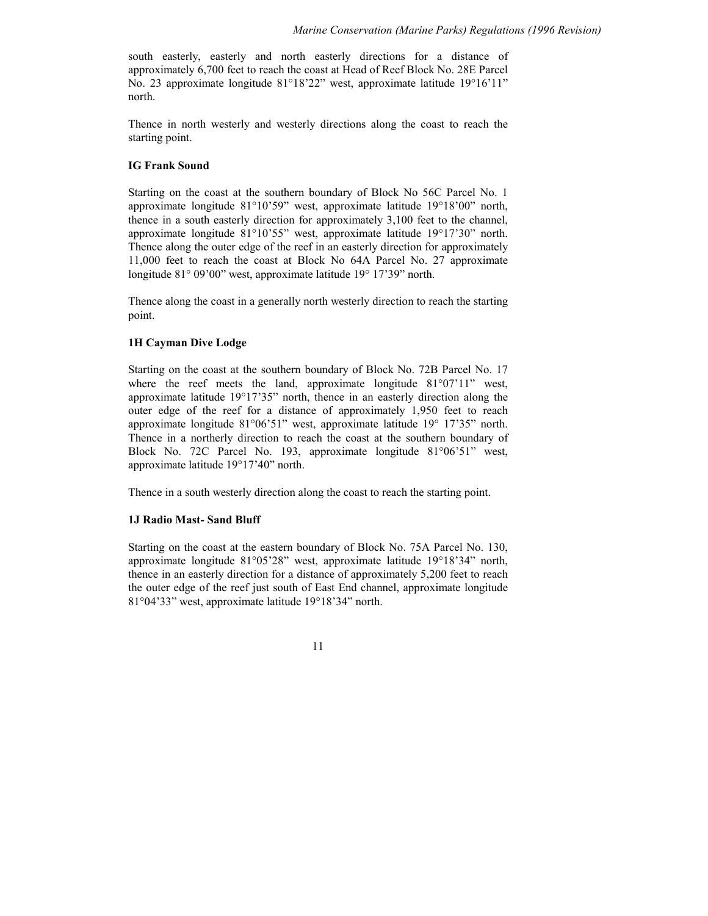south easterly, easterly and north easterly directions for a distance of approximately 6,700 feet to reach the coast at Head of Reef Block No. 28E Parcel No. 23 approximate longitude 81°18'22" west, approximate latitude 19°16'11" north.

Thence in north westerly and westerly directions along the coast to reach the starting point.

**IG Frank Sound**

Starting on the coast at the southern boundary of Block No 56C Parcel No. 1 approximate longitude 81°10'59" west, approximate latitude 19°18'00" north, thence in a south easterly direction for approximately 3,100 feet to the channel, approximate longitude 81°10'55" west, approximate latitude 19°17'30" north. Thence along the outer edge of the reef in an easterly direction for approximately 11,000 feet to reach the coast at Block No 64A Parcel No. 27 approximate longitude 81° 09'00" west, approximate latitude 19° 17'39" north.

Thence along the coast in a generally north westerly direction to reach the starting point.

**1H Cayman Dive Lodge**

Starting on the coast at the southern boundary of Block No. 72B Parcel No. 17 where the reef meets the land, approximate longitude 81°07'11" west, approximate latitude 19°17'35" north, thence in an easterly direction along the outer edge of the reef for a distance of approximately 1,950 feet to reach approximate longitude 81°06'51" west, approximate latitude 19° 17'35" north. Thence in a northerly direction to reach the coast at the southern boundary of Block No. 72C Parcel No. 193, approximate longitude 81°06'51" west, approximate latitude 19°17'40" north.

Thence in a south westerly direction along the coast to reach the starting point.

**1J Radio Mast- Sand Bluff**

Starting on the coast at the eastern boundary of Block No. 75A Parcel No. 130, approximate longitude 81°05'28" west, approximate latitude 19°18'34" north, thence in an easterly direction for a distance of approximately 5,200 feet to reach the outer edge of the reef just south of East End channel, approximate longitude 81°04'33" west, approximate latitude 19°18'34" north.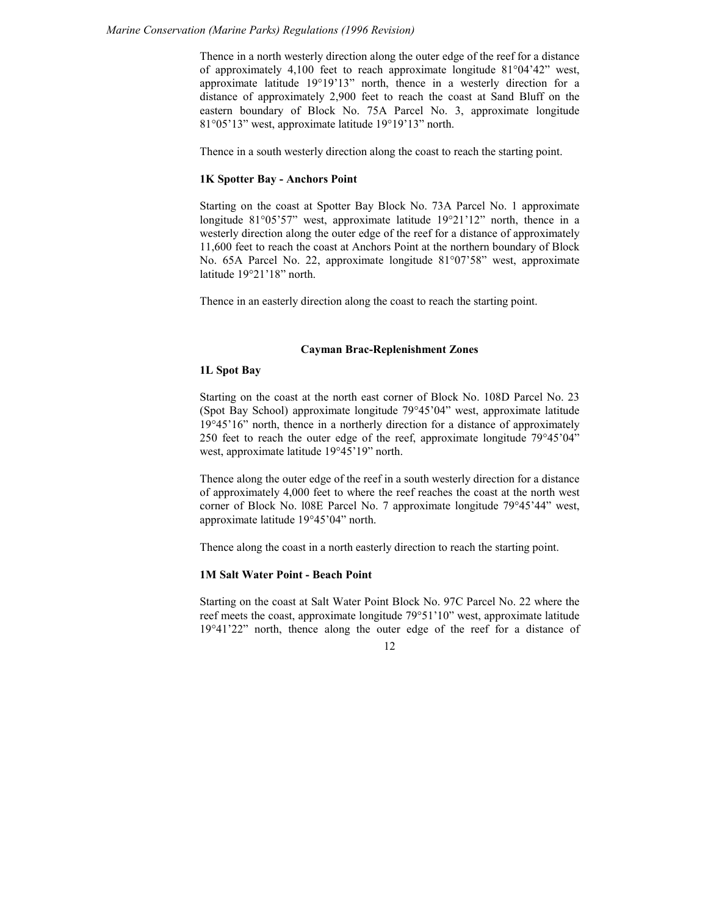Thence in a north westerly direction along the outer edge of the reef for a distance of approximately 4,100 feet to reach approximate longitude 81°04’42” west, approximate latitude 19°19’13” north, thence in a westerly direction for a distance of approximately 2,900 feet to reach the coast at Sand Bluff on the eastern boundary of Block No. 75A Parcel No. 3, approximate longitude 81°05’13” west, approximate latitude 19°19’13” north.

Thence in a south westerly direction along the coast to reach the starting point.

**1K Spotter Bay - Anchors Point**

Starting on the coast at Spotter Bay Block No. 73A Parcel No. 1 approximate longitude 81°05’57” west, approximate latitude 19°21’12” north, thence in a westerly direction along the outer edge of the reef for a distance of approximately 11,600 feet to reach the coast at Anchors Point at the northern boundary of Block No. 65A Parcel No. 22, approximate longitude 81°07’58” west, approximate latitude 19°21’18” north.

Thence in an easterly direction along the coast to reach the starting point.

## Cayman Brac-Replenishment Zones

**1L Spot Bay**

Starting on the coast at the north east corner of Block No. 108D Parcel No. 23 (Spot Bay School) approximate longitude 79°45’04” west, approximate latitude 19°45’16” north, thence in a northerly direction for a distance of approximately 250 feet to reach the outer edge of the reef, approximate longitude 79°45’04” west, approximate latitude 19°45’19” north.

Thence along the outer edge of the reef in a south westerly direction for a distance of approximately 4,000 feet to where the reef reaches the coast at the north west corner of Block No. l08E Parcel No. 7 approximate longitude 79°45’44” west, approximate latitude 19°45’04” north.

Thence along the coast in a north easterly direction to reach the starting point.

**1M Salt Water Point - Beach Point**

Starting on the coast at Salt Water Point Block No. 97C Parcel No. 22 where the reef meets the coast, approximate longitude 79°51’10” west, approximate latitude 19°41’22” north, thence along the outer edge of the reef for a distance of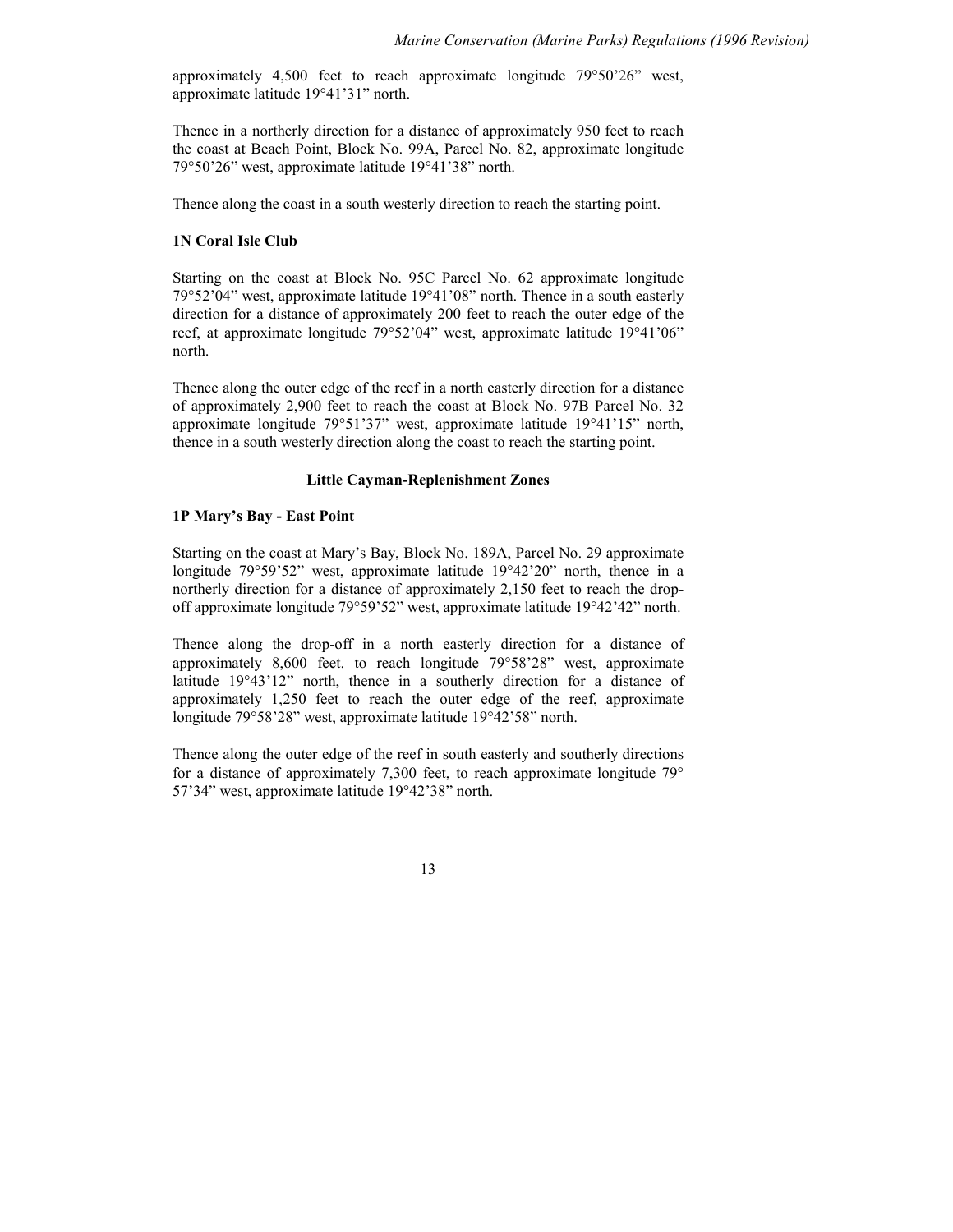approximately 4,500 feet to reach approximate longitude 79°50'26" west, approximate latitude 19°41'31" north.

Thence in a northerly direction for a distance of approximately 950 feet to reach the coast at Beach Point, Block No. 99A, Parcel No. 82, approximate longitude 79°50'26" west, approximate latitude 19°41'38" north.

Thence along the coast in a south westerly direction to reach the starting point.

**1N Coral Isle Club**

Starting on the coast at Block No. 95C Parcel No. 62 approximate longitude 79°52'04" west, approximate latitude 19°41'08" north. Thence in a south easterly direction for a distance of approximately 200 feet to reach the outer edge of the reef, at approximate longitude 79°52'04" west, approximate latitude 19°41'06" north.

Thence along the outer edge of the reef in a north easterly direction for a distance of approximately 2,900 feet to reach the coast at Block No. 97B Parcel No. 32 approximate longitude 79°51'37" west, approximate latitude 19°41'15" north, thence in a south westerly direction along the coast to reach the starting point.

**Little Cayman-Replenishment Zones**

**1P Mary's Bay - East Point**

Starting on the coast at Mary's Bay, Block No. 189A, Parcel No. 29 approximate longitude 79°59'52" west, approximate latitude 19°42'20" north, thence in a northerly direction for a distance of approximately 2,150 feet to reach the drop-off approximate longitude 79°59'52" west, approximate latitude 19°42'42" north.

Thence along the drop-off in a north easterly direction for a distance of approximately 8,600 feet. to reach longitude 79°58'28" west, approximate latitude 19°43'12" north, thence in a southerly direction for a distance of approximately 1,250 feet to reach the outer edge of the reef, approximate longitude 79°58'28" west, approximate latitude 19°42'58" north.

Thence along the outer edge of the reef in south easterly and southerly directions for a distance of approximately 7,300 feet, to reach approximate longitude 79° 57'34" west, approximate latitude 19°42'38" north.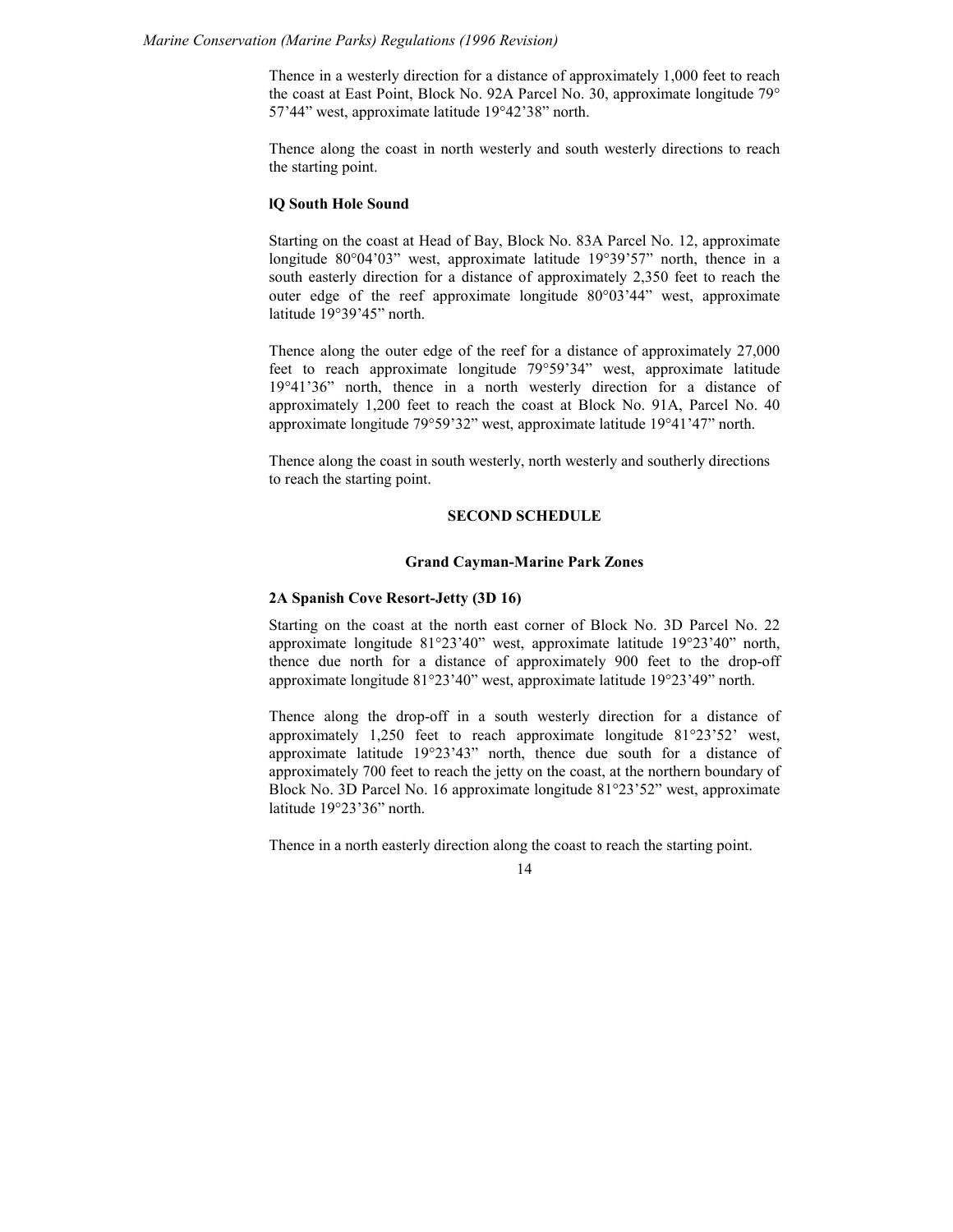Thence in a westerly direction for a distance of approximately 1,000 feet to reach the coast at East Point, Block No. 92A Parcel No. 30, approximate longitude 79° 57'44" west, approximate latitude 19°42'38" north.

Thence along the coast in north westerly and south westerly directions to reach the starting point.

### lQ South Hole Sound

Starting on the coast at Head of Bay, Block No. 83A Parcel No. 12, approximate longitude 80°04'03" west, approximate latitude 19°39'57" north, thence in a south easterly direction for a distance of approximately 2,350 feet to reach the outer edge of the reef approximate longitude 80°03'44" west, approximate latitude 19°39'45" north.

Thence along the outer edge of the reef for a distance of approximately 27,000 feet to reach approximate longitude 79°59'34" west, approximate latitude 19°41'36" north, thence in a north westerly direction for a distance of approximately 1,200 feet to reach the coast at Block No. 91A, Parcel No. 40 approximate longitude 79°59'32" west, approximate latitude 19°41'47" north.

Thence along the coast in south westerly, north westerly and southerly directions to reach the starting point.

## SECOND SCHEDULE

### Grand Cayman-Marine Park Zones

### 2A Spanish Cove Resort-Jetty (3D 16)

Starting on the coast at the north east corner of Block No. 3D Parcel No. 22 approximate longitude 81°23'40" west, approximate latitude 19°23'40" north, thence due north for a distance of approximately 900 feet to the drop-off approximate longitude 81°23'40" west, approximate latitude 19°23'49" north.

Thence along the drop-off in a south westerly direction for a distance of approximately 1,250 feet to reach approximate longitude 81°23'52' west, approximate latitude 19°23'43" north, thence due south for a distance of approximately 700 feet to reach the jetty on the coast, at the northern boundary of Block No. 3D Parcel No. 16 approximate longitude 81°23'52" west, approximate latitude 19°23'36" north.

Thence in a north easterly direction along the coast to reach the starting point.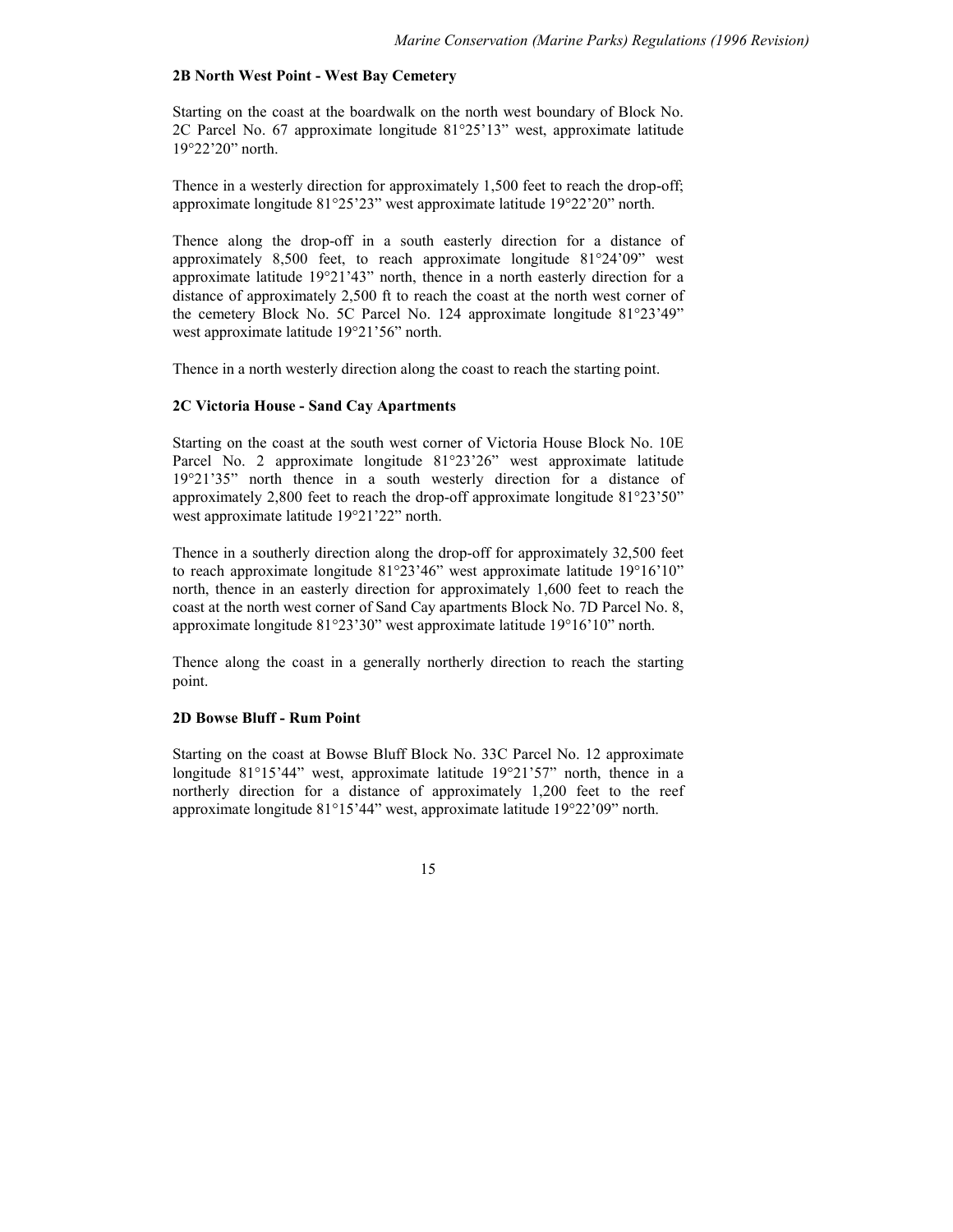### 2B North West Point - West Bay Cemetery

Starting on the coast at the boardwalk on the north west boundary of Block No. 2C Parcel No. 67 approximate longitude 81°25'13" west, approximate latitude 19°22'20" north.

Thence in a westerly direction for approximately 1,500 feet to reach the drop-off; approximate longitude 81°25'23" west approximate latitude 19°22'20" north.

Thence along the drop-off in a south easterly direction for a distance of approximately 8,500 feet, to reach approximate longitude 81°24'09" west approximate latitude 19°21'43" north, thence in a north easterly direction for a distance of approximately 2,500 ft to reach the coast at the north west corner of the cemetery Block No. 5C Parcel No. 124 approximate longitude 81°23'49" west approximate latitude 19°21'56" north.

Thence in a north westerly direction along the coast to reach the starting point.

### 2C Victoria House - Sand Cay Apartments

Starting on the coast at the south west corner of Victoria House Block No. 10E Parcel No. 2 approximate longitude 81°23'26" west approximate latitude 19°21'35" north thence in a south westerly direction for a distance of approximately 2,800 feet to reach the drop-off approximate longitude 81°23'50" west approximate latitude 19°21'22" north.

Thence in a southerly direction along the drop-off for approximately 32,500 feet to reach approximate longitude 81°23'46" west approximate latitude 19°16'10" north, thence in an easterly direction for approximately 1,600 feet to reach the coast at the north west corner of Sand Cay apartments Block No. 7D Parcel No. 8, approximate longitude 81°23'30" west approximate latitude 19°16'10" north.

Thence along the coast in a generally northerly direction to reach the starting point.

### 2D Bowse Bluff - Rum Point

Starting on the coast at Bowse Bluff Block No. 33C Parcel No. 12 approximate longitude 81°15'44" west, approximate latitude 19°21'57" north, thence in a northerly direction for a distance of approximately 1,200 feet to the reef approximate longitude 81°15'44" west, approximate latitude 19°22'09" north.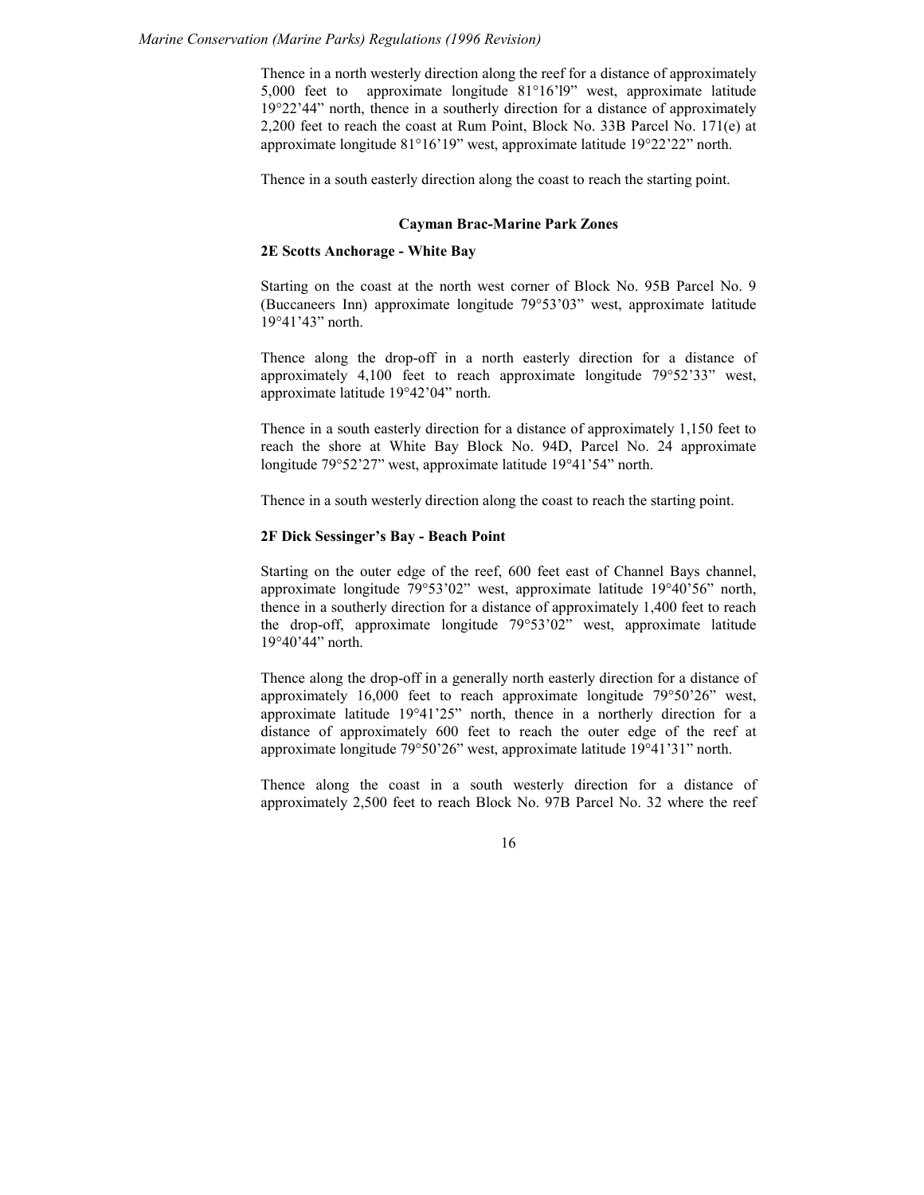Thence in a north westerly direction along the reef for a distance of approximately 5,000 feet to approximate longitude 81°16'l9" west, approximate latitude 19°22'44" north, thence in a southerly direction for a distance of approximately 2,200 feet to reach the coast at Rum Point, Block No. 33B Parcel No. 171(e) at approximate longitude 81°16'19" west, approximate latitude 19°22'22" north.

Thence in a south easterly direction along the coast to reach the starting point.

**Cayman Brac-Marine Park Zones**

**2E Scotts Anchorage - White Bay**

Starting on the coast at the north west corner of Block No. 95B Parcel No. 9 (Buccaneers Inn) approximate longitude 79°53'03" west, approximate latitude 19°41'43" north.

Thence along the drop-off in a north easterly direction for a distance of approximately 4,100 feet to reach approximate longitude 79°52'33" west, approximate latitude 19°42'04" north.

Thence in a south easterly direction for a distance of approximately 1,150 feet to reach the shore at White Bay Block No. 94D, Parcel No. 24 approximate longitude 79°52'27" west, approximate latitude 19°41'54" north.

Thence in a south westerly direction along the coast to reach the starting point.

**2F Dick Sessinger's Bay - Beach Point**

Starting on the outer edge of the reef, 600 feet east of Channel Bays channel, approximate longitude 79°53'02" west, approximate latitude 19°40'56" north, thence in a southerly direction for a distance of approximately 1,400 feet to reach the drop-off, approximate longitude 79°53'02" west, approximate latitude 19°40'44" north.

Thence along the drop-off in a generally north easterly direction for a distance of approximately 16,000 feet to reach approximate longitude 79°50'26" west, approximate latitude 19°41'25" north, thence in a northerly direction for a distance of approximately 600 feet to reach the outer edge of the reef at approximate longitude 79°50'26" west, approximate latitude 19°41'31" north.

Thence along the coast in a south westerly direction for a distance of approximately 2,500 feet to reach Block No. 97B Parcel No. 32 where the reef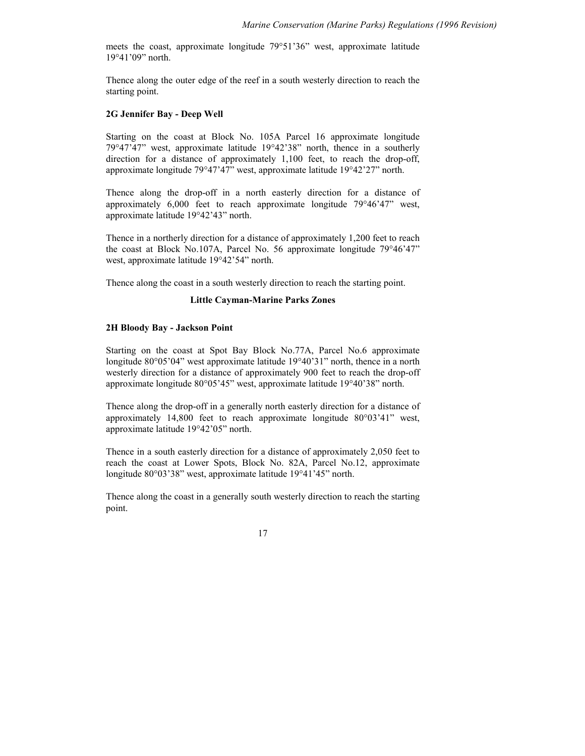meets the coast, approximate longitude 79°51’36” west, approximate latitude 19°41’09” north.

Thence along the outer edge of the reef in a south westerly direction to reach the starting point.

**2G Jennifer Bay - Deep Well**

Starting on the coast at Block No. 105A Parcel 16 approximate longitude 79°47’47” west, approximate latitude 19°42’38” north, thence in a southerly direction for a distance of approximately 1,100 feet, to reach the drop-off, approximate longitude 79°47’47” west, approximate latitude 19°42’27” north.

Thence along the drop-off in a north easterly direction for a distance of approximately 6,000 feet to reach approximate longitude 79°46’47” west, approximate latitude 19°42’43” north.

Thence in a northerly direction for a distance of approximately 1,200 feet to reach the coast at Block No.107A, Parcel No. 56 approximate longitude 79°46’47” west, approximate latitude 19°42’54” north.

Thence along the coast in a south westerly direction to reach the starting point.

**Little Cayman-Marine Parks Zones**

**2H Bloody Bay - Jackson Point**

Starting on the coast at Spot Bay Block No.77A, Parcel No.6 approximate longitude 80°05’04” west approximate latitude 19°40’31” north, thence in a north westerly direction for a distance of approximately 900 feet to reach the drop-off approximate longitude 80°05’45” west, approximate latitude 19°40’38” north.

Thence along the drop-off in a generally north easterly direction for a distance of approximately 14,800 feet to reach approximate longitude 80°03’41” west, approximate latitude 19°42’05” north.

Thence in a south easterly direction for a distance of approximately 2,050 feet to reach the coast at Lower Spots, Block No. 82A, Parcel No.12, approximate longitude 80°03’38” west, approximate latitude 19°41’45” north.

Thence along the coast in a generally south westerly direction to reach the starting point.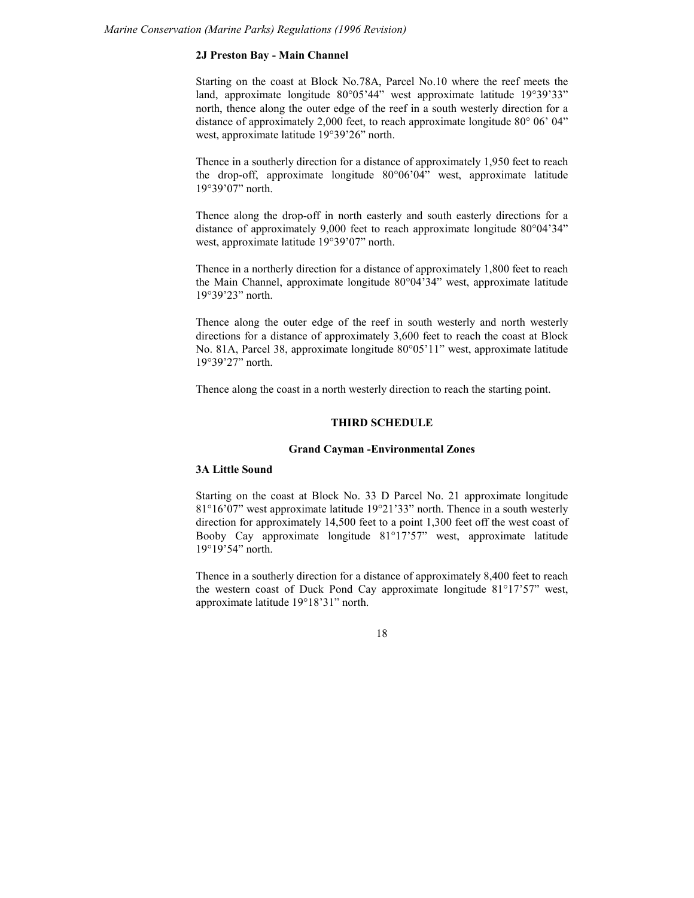#### 2J Preston Bay - Main Channel

Starting on the coast at Block No.78A, Parcel No.10 where the reef meets the land, approximate longitude 80°05'44" west approximate latitude 19°39'33" north, thence along the outer edge of the reef in a south westerly direction for a distance of approximately 2,000 feet, to reach approximate longitude 80° 06' 04" west, approximate latitude 19°39'26" north.

Thence in a southerly direction for a distance of approximately 1,950 feet to reach the drop-off, approximate longitude 80°06'04" west, approximate latitude 19°39'07" north.

Thence along the drop-off in north easterly and south easterly directions for a distance of approximately 9,000 feet to reach approximate longitude 80°04'34" west, approximate latitude 19°39'07" north.

Thence in a northerly direction for a distance of approximately 1,800 feet to reach the Main Channel, approximate longitude 80°04'34" west, approximate latitude 19°39'23" north.

Thence along the outer edge of the reef in south westerly and north westerly directions for a distance of approximately 3,600 feet to reach the coast at Block No. 81A, Parcel 38, approximate longitude 80°05'11" west, approximate latitude 19°39'27" north.

Thence along the coast in a north westerly direction to reach the starting point.

## THIRD SCHEDULE

### Grand Cayman -Environmental Zones

#### 3A Little Sound

Starting on the coast at Block No. 33 D Parcel No. 21 approximate longitude 81°16'07" west approximate latitude 19°21'33" north. Thence in a south westerly direction for approximately 14,500 feet to a point 1,300 feet off the west coast of Booby Cay approximate longitude 81°17'57" west, approximate latitude 19°19'54" north.

Thence in a southerly direction for a distance of approximately 8,400 feet to reach the western coast of Duck Pond Cay approximate longitude 81°17'57" west, approximate latitude 19°18'31" north.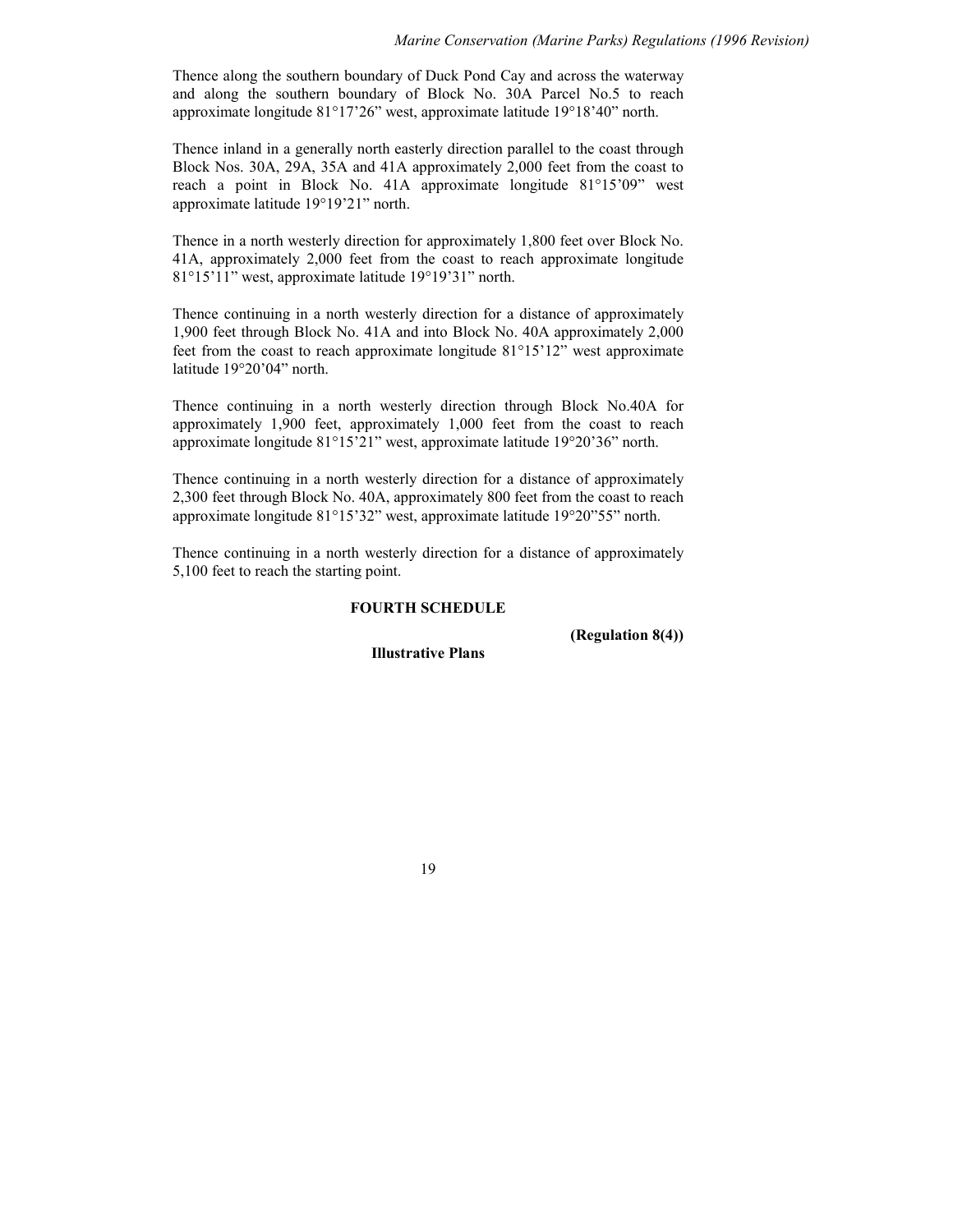Thence along the southern boundary of Duck Pond Cay and across the waterway and along the southern boundary of Block No. 30A Parcel No.5 to reach approximate longitude 81°17'26" west, approximate latitude 19°18'40" north.

Thence inland in a generally north easterly direction parallel to the coast through Block Nos. 30A, 29A, 35A and 41A approximately 2,000 feet from the coast to reach a point in Block No. 41A approximate longitude 81°15'09" west approximate latitude 19°19'21" north.

Thence in a north westerly direction for approximately 1,800 feet over Block No. 41A, approximately 2,000 feet from the coast to reach approximate longitude 81°15'11" west, approximate latitude 19°19'31" north.

Thence continuing in a north westerly direction for a distance of approximately 1,900 feet through Block No. 41A and into Block No. 40A approximately 2,000 feet from the coast to reach approximate longitude 81°15'12" west approximate latitude 19°20'04" north.

Thence continuing in a north westerly direction through Block No.40A for approximately 1,900 feet, approximately 1,000 feet from the coast to reach approximate longitude 81°15'21" west, approximate latitude 19°20'36" north.

Thence continuing in a north westerly direction for a distance of approximately 2,300 feet through Block No. 40A, approximately 800 feet from the coast to reach approximate longitude 81°15'32" west, approximate latitude 19°20"55" north.

Thence continuing in a north westerly direction for a distance of approximately 5,100 feet to reach the starting point.

## FOURTH SCHEDULE

**(Regulation 8(4))**

**Illustrative Plans**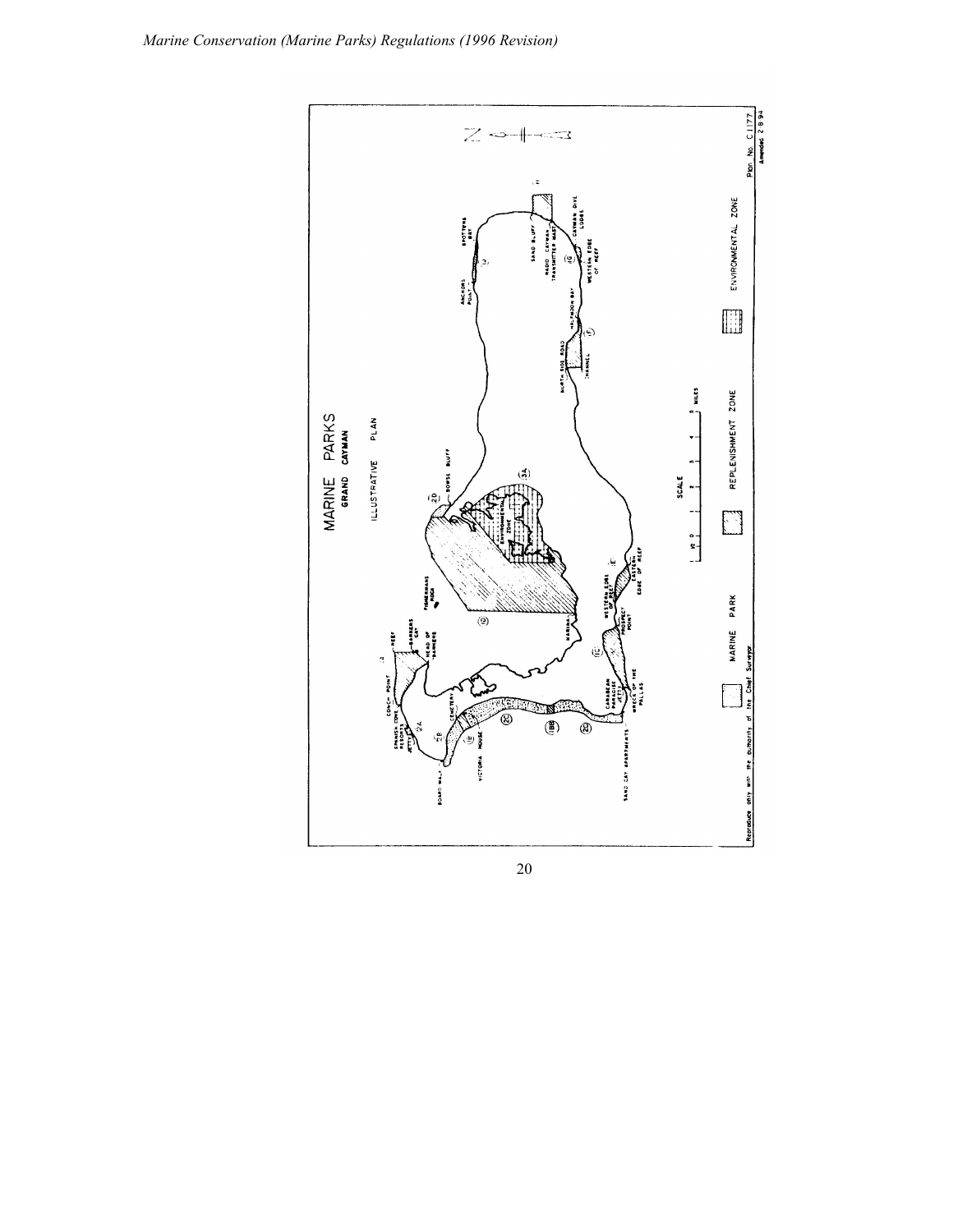MARINE PARKS

GRAND CAYMAN

ILLUSTRATIVE PLAN

MARINE PARK | REPLENISHMENT ZONE | ENVIRONMENTAL ZONE

Reproduce only with the authority of the Chief Surveyor

Plan No. C 1177
Amended 2.8.94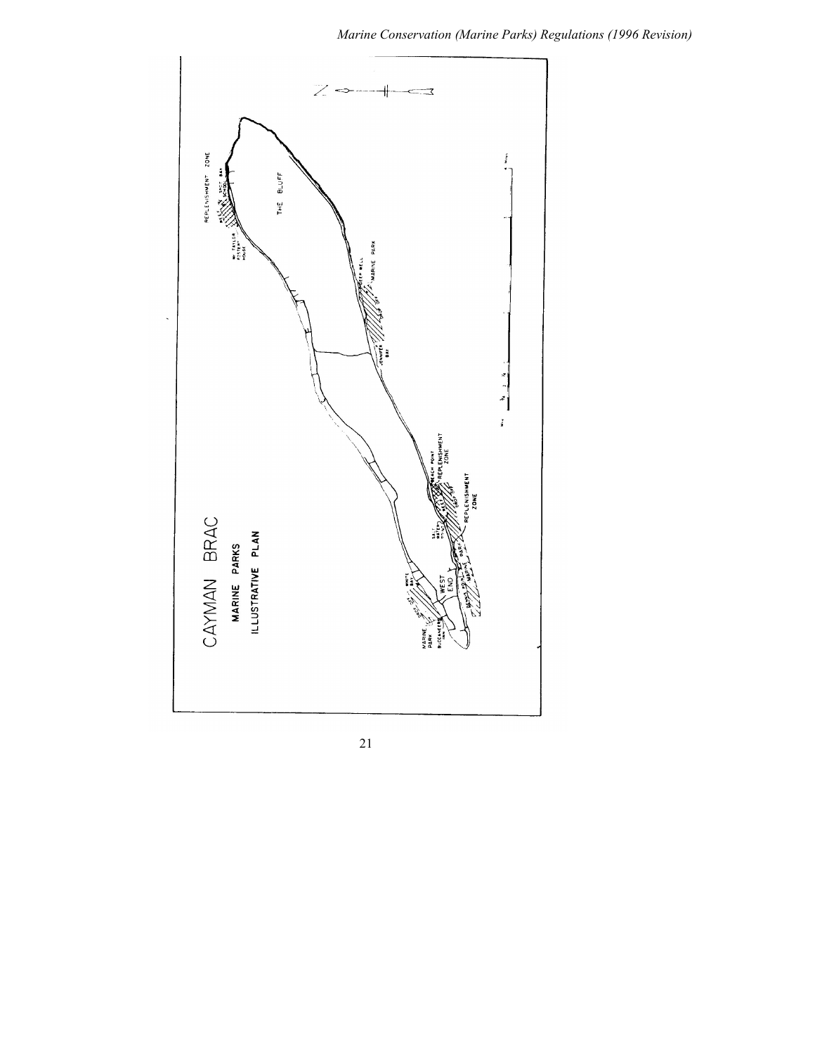CAYMAN BRAC

MARINE PARKS

ILLUSTRATIVE PLAN

REPLENISHMENT ZONE

THE BLUFF

MARINE PARK

JENNIFER BAY

BEACH POINT REPLENISHMENT ZONE

REPLENISHMENT ZONE

WEST END

WHITE BAY

MARINE PARK

BUCCANEER INN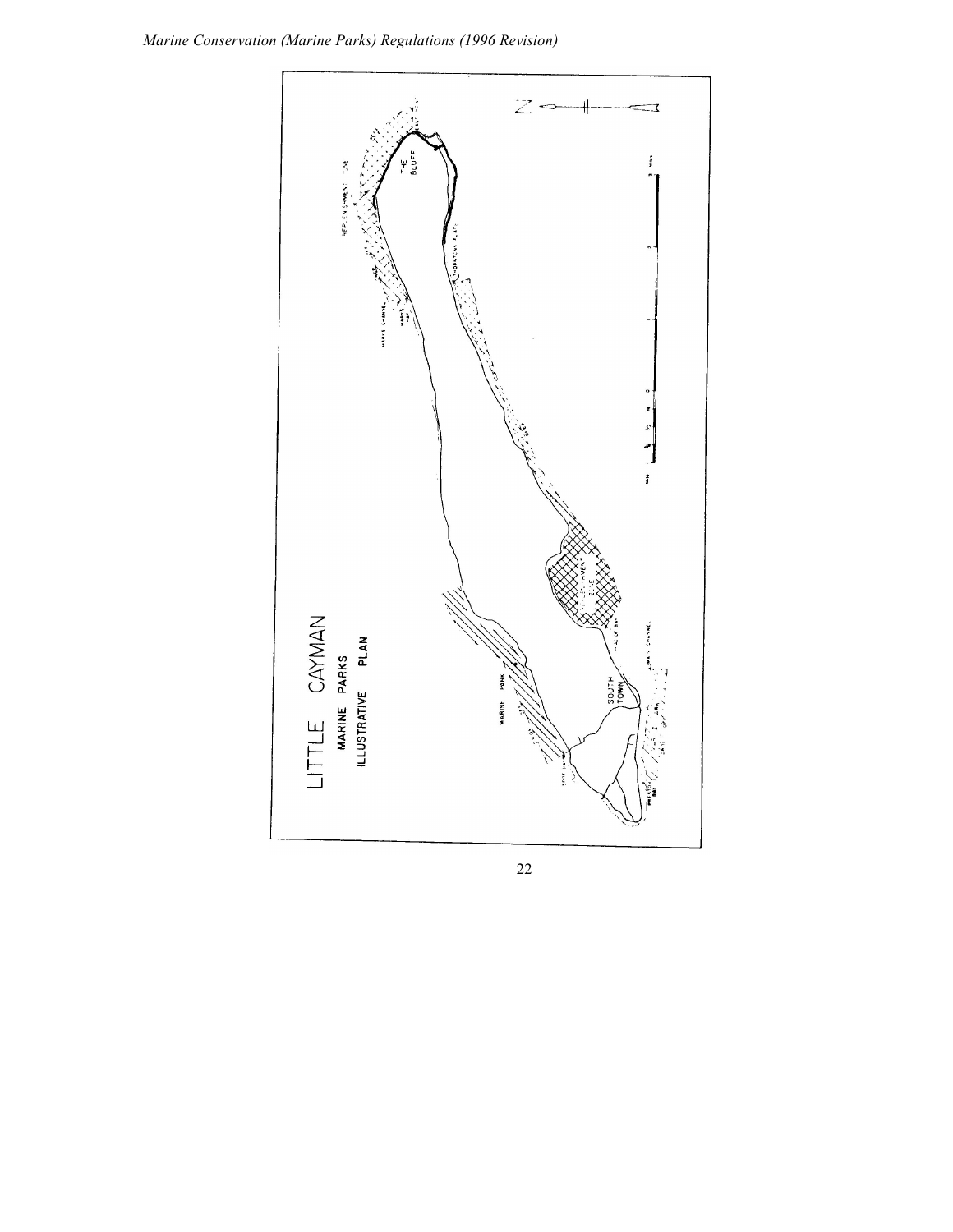LITTLE CAYMAN

MARINE PARKS

ILLUSTRATIVE PLAN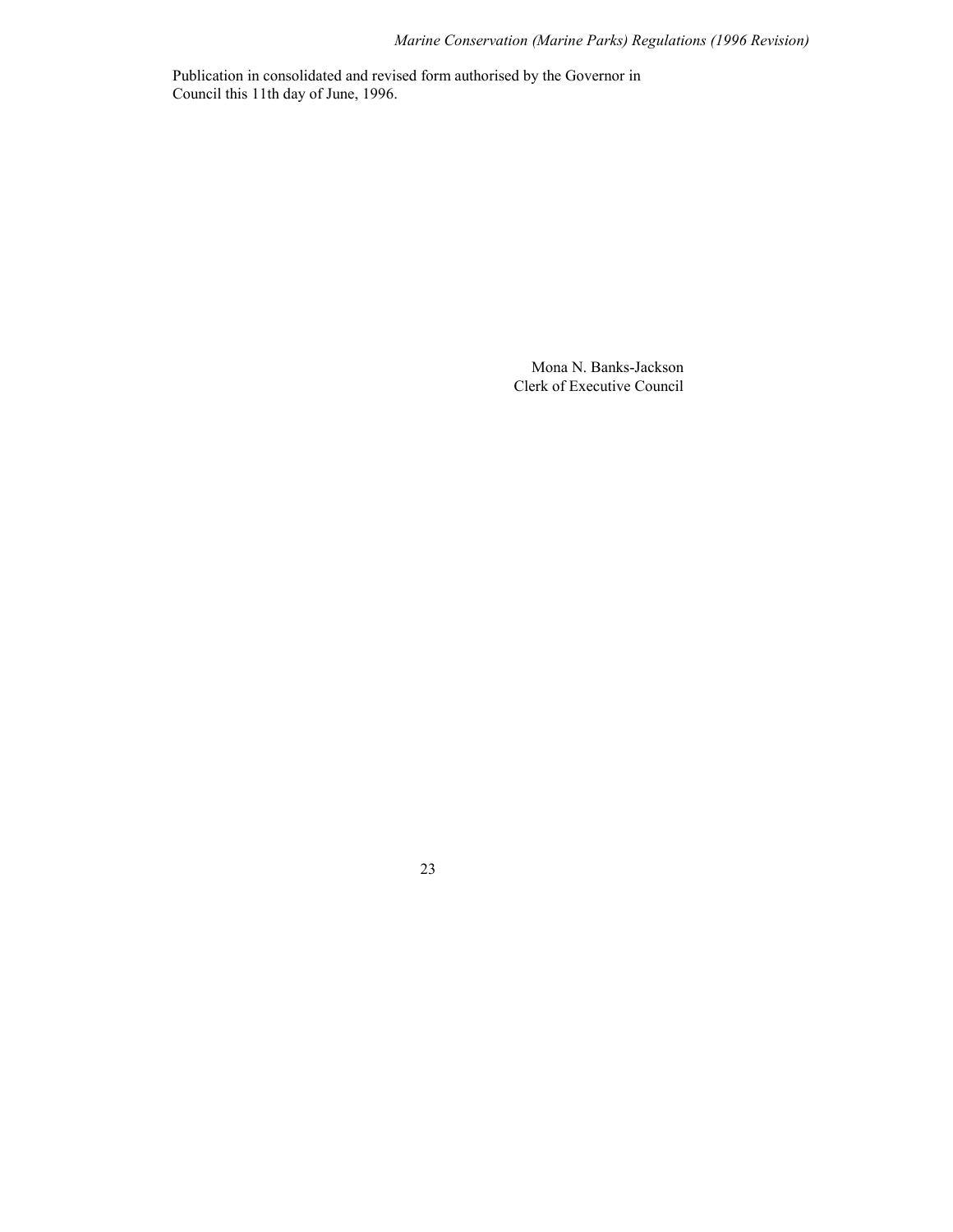Publication in consolidated and revised form authorised by the Governor in Council this 11th day of June, 1996.

Mona N. Banks-Jackson
Clerk of Executive Council